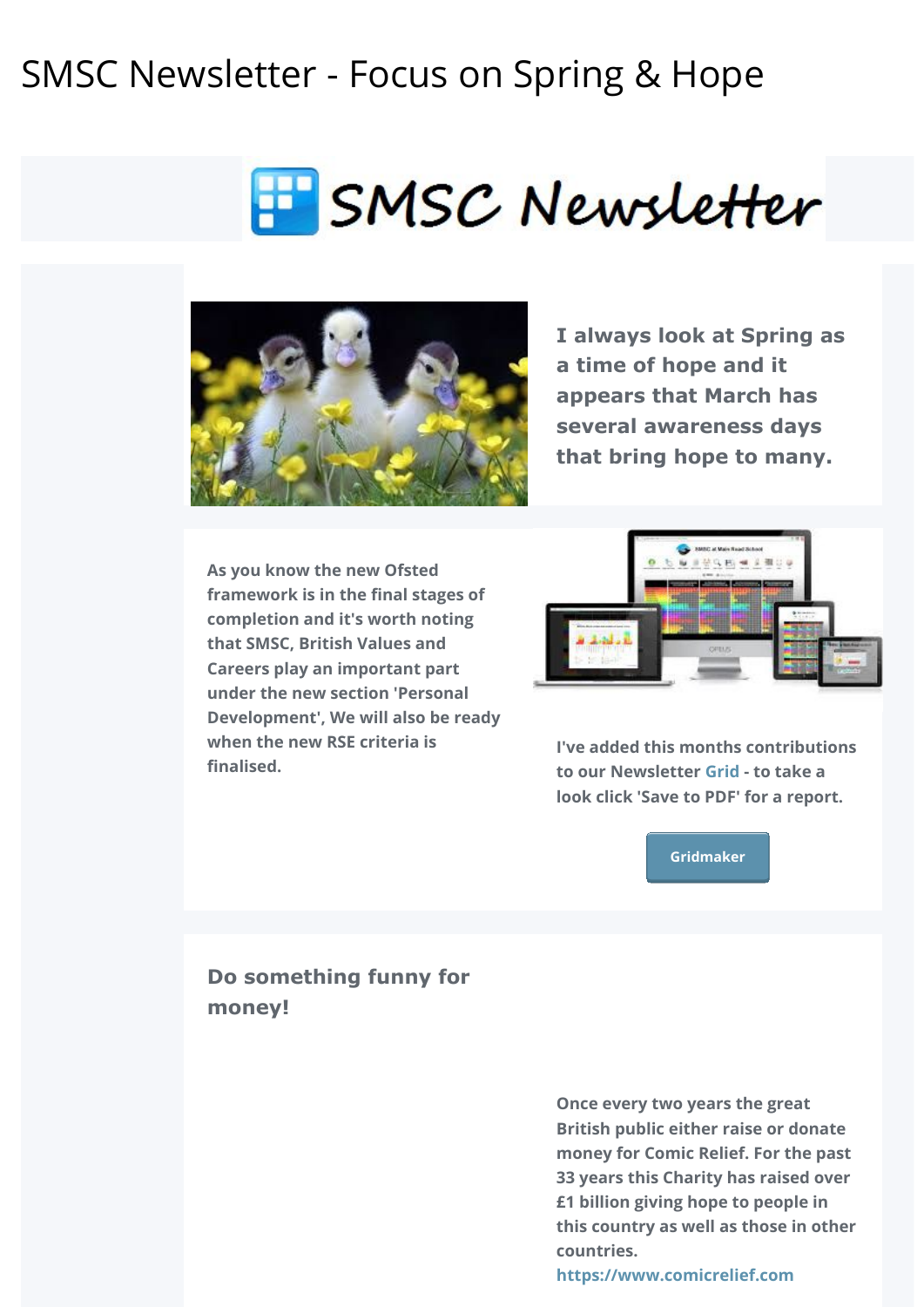# SMSC Newsletter - Focus on Spring & Hope

SMSC Newsletter

**I always look at Spring as a time of hope and it appears that March has several awareness days that bring hope to many.**

**As you know the new Ofsted framework is in the final stages of completion and it's worth noting that SMSC, British Values and Careers play an important part under the new section 'Personal Development', We will also be ready when the new RSE criteria is finalised.**

**I've added this months contributions to our Newsletter Grid - to take a look click 'Save to PDF' for a report.**

Gridmaker

## Do something funny for money!

**Once every two years the great British public either raise or donate money for Comic Relief. For the past 33 years this Charity has raised over £1 billion giving hope to people in this country as well as those in other countries.**
**https://www.comicrelief.com**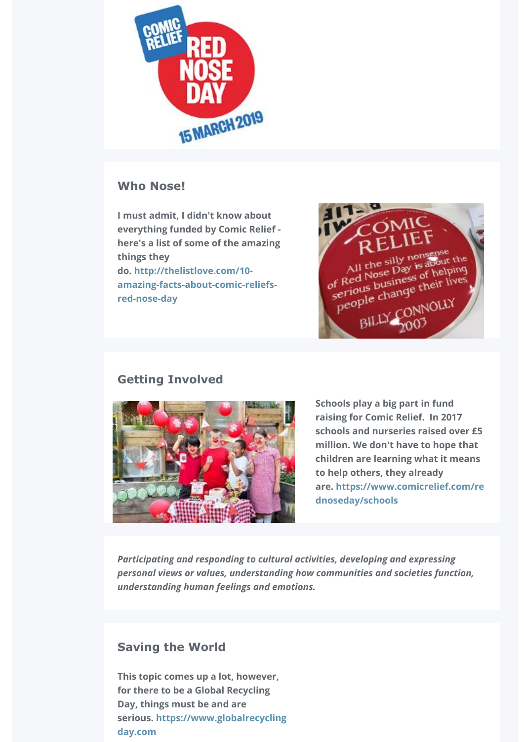## Who Nose!

**I must admit, I didn't know about everything funded by Comic Relief - here's a list of some of the amazing things they do. http://thelistlove.com/10-amazing-facts-about-comic-reliefs-red-nose-day**

## Getting Involved

**Schools play a big part in fund raising for Comic Relief. In 2017 schools and nurseries raised over £5 million. We don't have to hope that children are learning what it means to help others, they already are. https://www.comicrelief.com/rednoseday/schools**

***Participating and responding to cultural activities, developing and expressing personal views or values, understanding how communities and societies function, understanding human feelings and emotions.***

## Saving the World

**This topic comes up a lot, however, for there to be a Global Recycling Day, things must be and are serious. https://www.globalrecyclingday.com**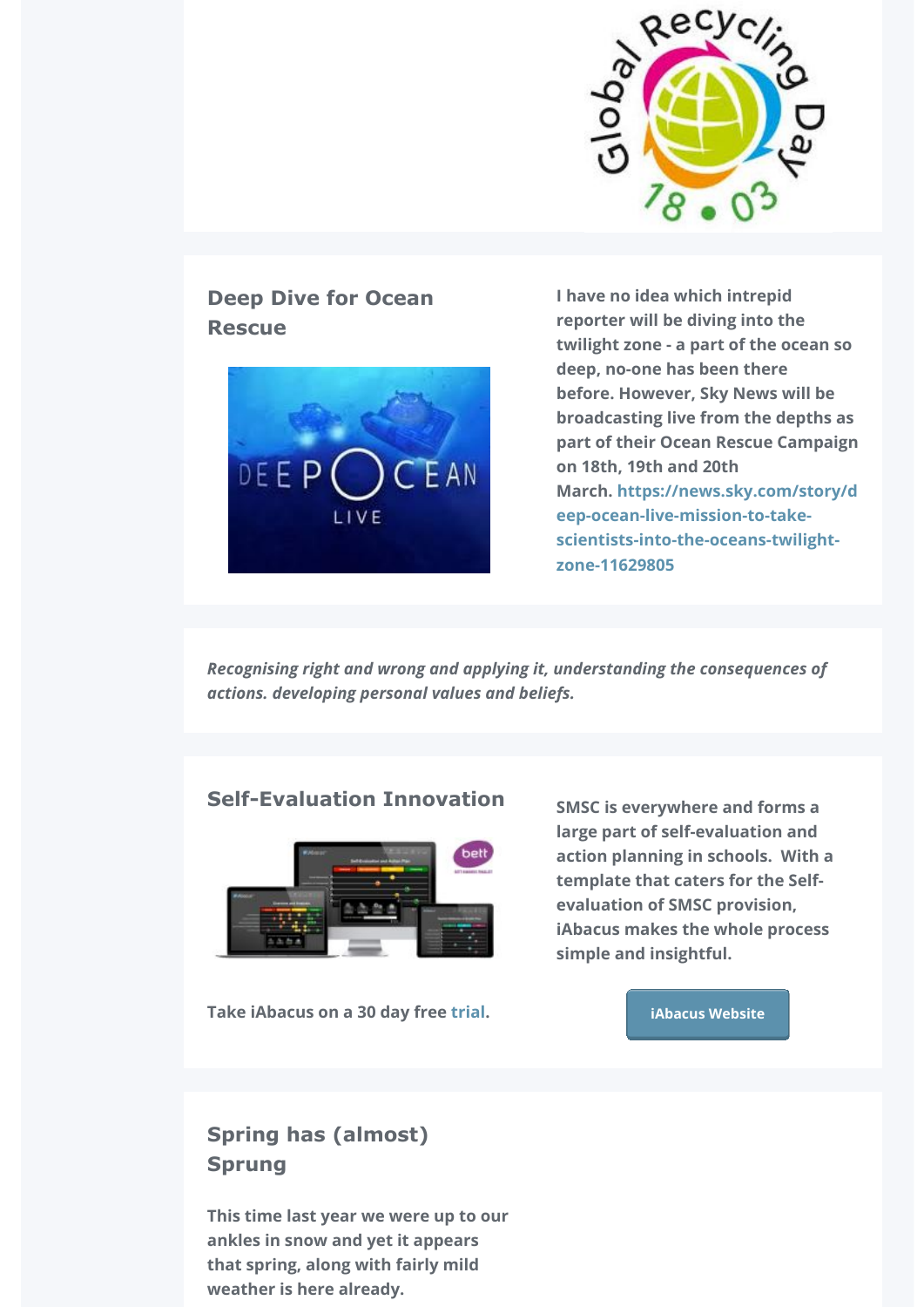## Deep Dive for Ocean Rescue

**I have no idea which intrepid reporter will be diving into the twilight zone - a part of the ocean so deep, no-one has been there before. However, Sky News will be broadcasting live from the depths as part of their Ocean Rescue Campaign on 18th, 19th and 20th March. https://news.sky.com/story/deep-ocean-live-mission-to-take-scientists-into-the-oceans-twilight-zone-11629805**

***Recognising right and wrong and applying it, understanding the consequences of actions. developing personal values and beliefs.***

## Self-Evaluation Innovation

**SMSC is everywhere and forms a large part of self-evaluation and action planning in schools. With a template that caters for the Self-evaluation of SMSC provision, iAbacus makes the whole process simple and insightful.**

**Take iAbacus on a 30 day free trial.**

**iAbacus Website**

## Spring has (almost) Sprung

**This time last year we were up to our ankles in snow and yet it appears that spring, along with fairly mild weather is here already.**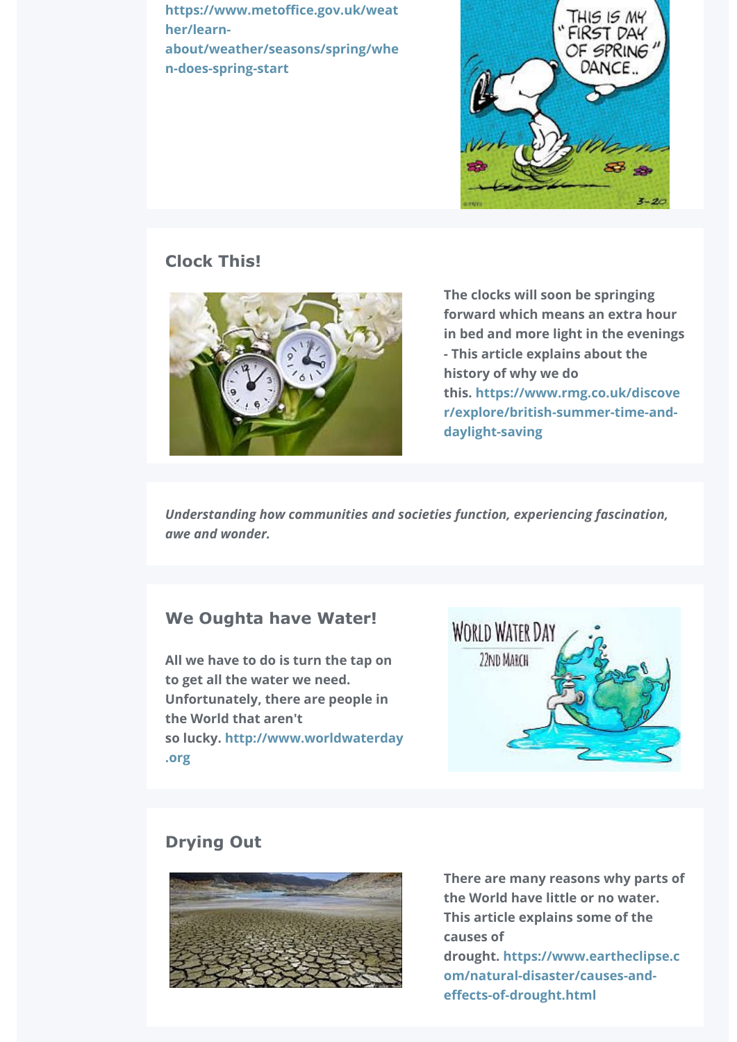https://www.metoffice.gov.uk/weather/learn-about/weather/seasons/spring/when-does-spring-start

## Clock This!

**The clocks will soon be springing forward which means an extra hour in bed and more light in the evenings - This article explains about the history of why we do this. https://www.rmg.co.uk/discover/explore/british-summer-time-and-daylight-saving**

***Understanding how communities and societies function, experiencing fascination, awe and wonder.***

## We Oughta have Water!

**All we have to do is turn the tap on to get all the water we need. Unfortunately, there are people in the World that aren't so lucky. http://www.worldwaterday.org**

## Drying Out

**There are many reasons why parts of the World have little or no water. This article explains some of the causes of drought. https://www.eartheclipse.com/natural-disaster/causes-and-effects-of-drought.html**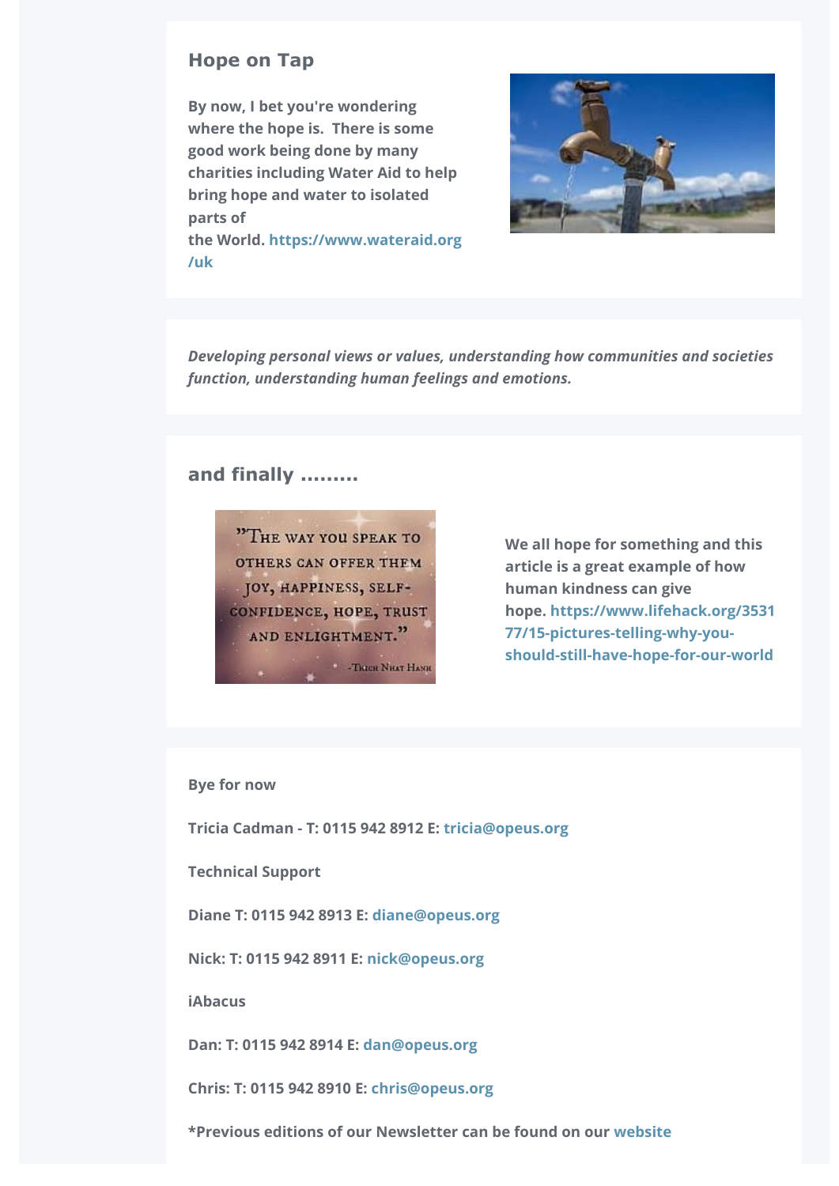## Hope on Tap

**By now, I bet you're wondering where the hope is. There is some good work being done by many charities including Water Aid to help bring hope and water to isolated parts of the World. https://www.wateraid.org/uk**

***Developing personal views or values, understanding how communities and societies function, understanding human feelings and emotions.***

## and finally .........

**We all hope for something and this article is a great example of how human kindness can give hope. https://www.lifehack.org/353177/15-pictures-telling-why-you-should-still-have-hope-for-our-world**

**Bye for now**

**Tricia Cadman - T: 0115 942 8912 E: tricia@opeus.org**

**Technical Support**

**Diane T: 0115 942 8913 E: diane@opeus.org**

**Nick: T: 0115 942 8911 E: nick@opeus.org**

**iAbacus**

**Dan: T: 0115 942 8914 E: dan@opeus.org**

**Chris: T: 0115 942 8910 E: chris@opeus.org**

**\*Previous editions of our Newsletter can be found on our website**